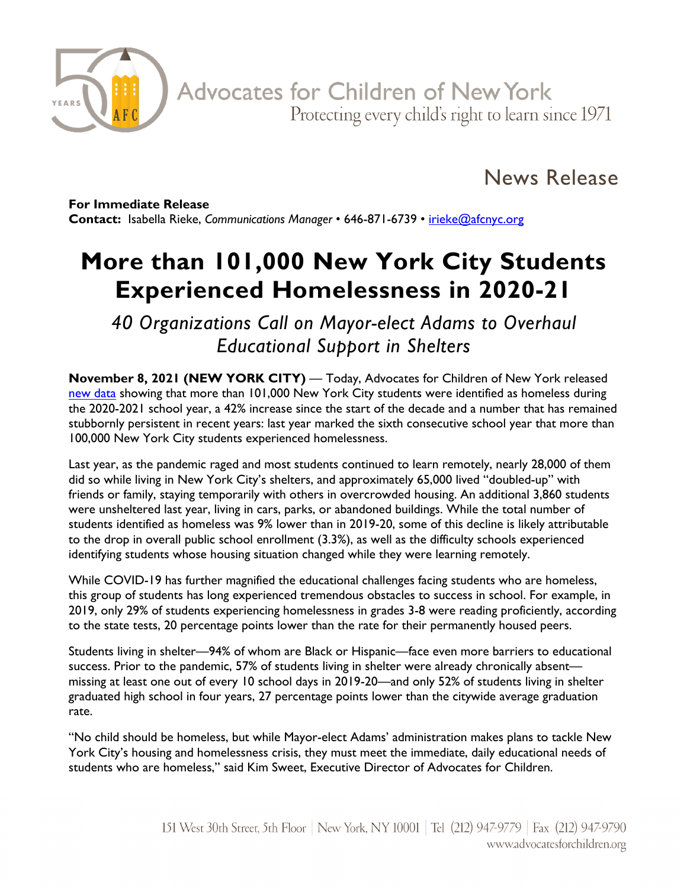Advocates for Children of New York

Protecting every child's right to learn since 1971

## News Release

**For Immediate Release**
**Contact:** Isabella Rieke, *Communications Manager* • 646-871-6739 • irieke@afcnyc.org

# More than 101,000 New York City Students Experienced Homelessness in 2020-21

## *40 Organizations Call on Mayor-elect Adams to Overhaul Educational Support in Shelters*

**November 8, 2021 (NEW YORK CITY)** — Today, Advocates for Children of New York released new data showing that more than 101,000 New York City students were identified as homeless during the 2020-2021 school year, a 42% increase since the start of the decade and a number that has remained stubbornly persistent in recent years: last year marked the sixth consecutive school year that more than 100,000 New York City students experienced homelessness.

Last year, as the pandemic raged and most students continued to learn remotely, nearly 28,000 of them did so while living in New York City's shelters, and approximately 65,000 lived "doubled-up" with friends or family, staying temporarily with others in overcrowded housing. An additional 3,860 students were unsheltered last year, living in cars, parks, or abandoned buildings. While the total number of students identified as homeless was 9% lower than in 2019-20, some of this decline is likely attributable to the drop in overall public school enrollment (3.3%), as well as the difficulty schools experienced identifying students whose housing situation changed while they were learning remotely.

While COVID-19 has further magnified the educational challenges facing students who are homeless, this group of students has long experienced tremendous obstacles to success in school. For example, in 2019, only 29% of students experiencing homelessness in grades 3-8 were reading proficiently, according to the state tests, 20 percentage points lower than the rate for their permanently housed peers.

Students living in shelter—94% of whom are Black or Hispanic—face even more barriers to educational success. Prior to the pandemic, 57% of students living in shelter were already chronically absent—missing at least one out of every 10 school days in 2019-20—and only 52% of students living in shelter graduated high school in four years, 27 percentage points lower than the citywide average graduation rate.

"No child should be homeless, but while Mayor-elect Adams' administration makes plans to tackle New York City's housing and homelessness crisis, they must meet the immediate, daily educational needs of students who are homeless," said Kim Sweet, Executive Director of Advocates for Children.

151 West 30th Street, 5th Floor | New York, NY 10001 | Tel (212) 947-9779 | Fax (212) 947-9790
www.advocatesforchildren.org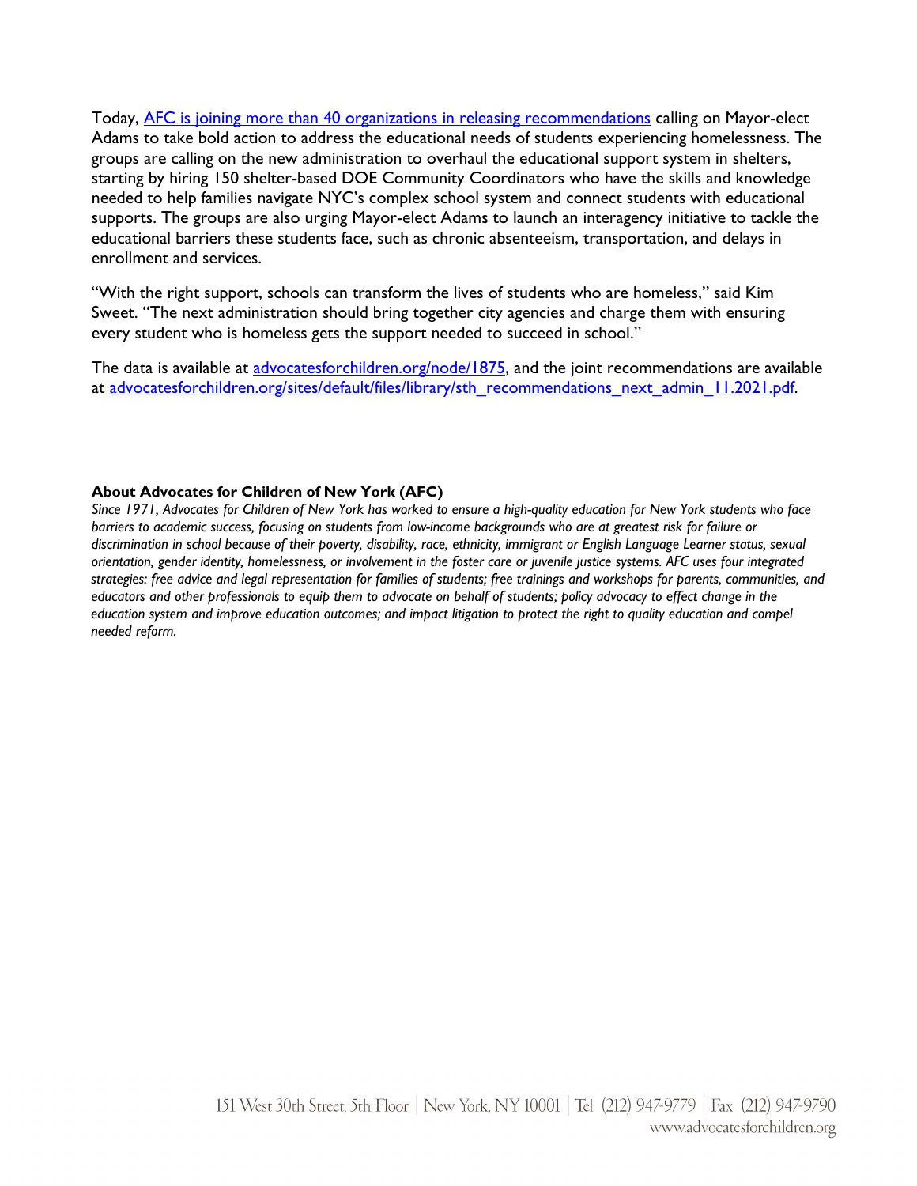Today, [AFC is joining more than 40 organizations in releasing recommendations]() calling on Mayor-elect Adams to take bold action to address the educational needs of students experiencing homelessness. The groups are calling on the new administration to overhaul the educational support system in shelters, starting by hiring 150 shelter-based DOE Community Coordinators who have the skills and knowledge needed to help families navigate NYC's complex school system and connect students with educational supports. The groups are also urging Mayor-elect Adams to launch an interagency initiative to tackle the educational barriers these students face, such as chronic absenteeism, transportation, and delays in enrollment and services.

"With the right support, schools can transform the lives of students who are homeless," said Kim Sweet. "The next administration should bring together city agencies and charge them with ensuring every student who is homeless gets the support needed to succeed in school."

The data is available at advocatesforchildren.org/node/1875, and the joint recommendations are available at advocatesforchildren.org/sites/default/files/library/sth_recommendations_next_admin_11.2021.pdf.

**About Advocates for Children of New York (AFC)**

*Since 1971, Advocates for Children of New York has worked to ensure a high-quality education for New York students who face barriers to academic success, focusing on students from low-income backgrounds who are at greatest risk for failure or discrimination in school because of their poverty, disability, race, ethnicity, immigrant or English Language Learner status, sexual orientation, gender identity, homelessness, or involvement in the foster care or juvenile justice systems. AFC uses four integrated strategies: free advice and legal representation for families of students; free trainings and workshops for parents, communities, and educators and other professionals to equip them to advocate on behalf of students; policy advocacy to effect change in the education system and improve education outcomes; and impact litigation to protect the right to quality education and compel needed reform.*

151 West 30th Street, 5th Floor | New York, NY 10001 | Tel (212) 947-9779 | Fax (212) 947-9790
www.advocatesforchildren.org